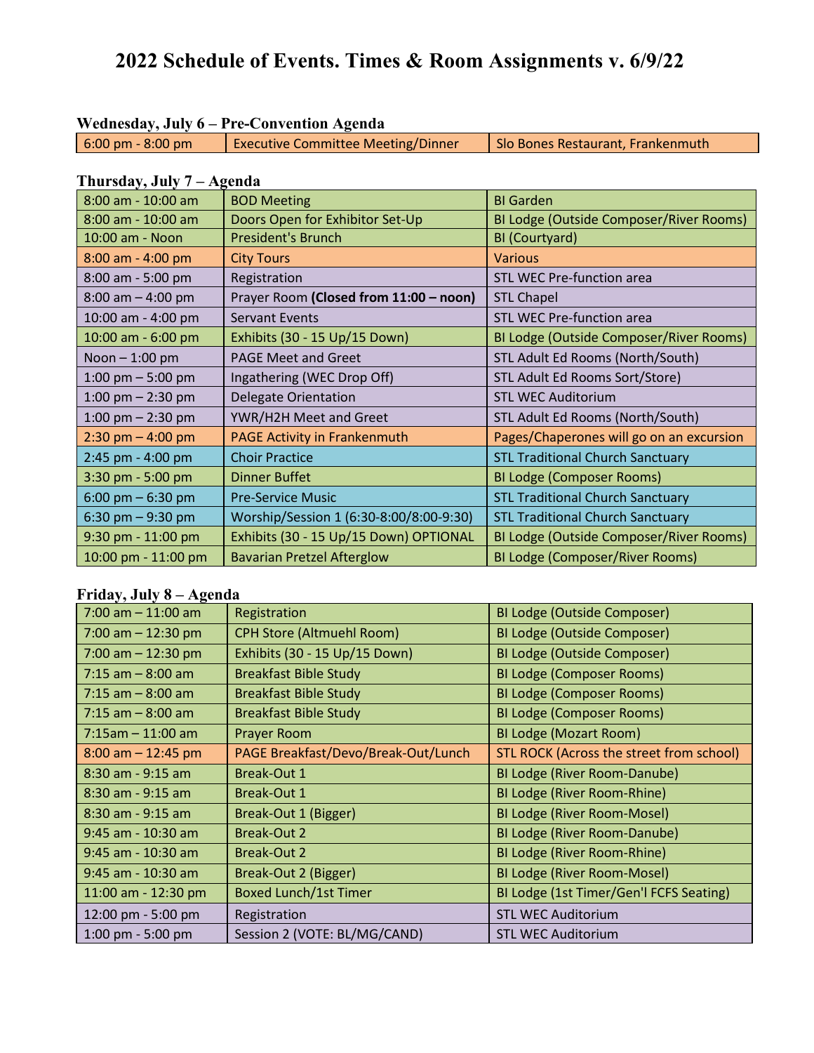# 2022 Schedule of Events. Times & Room Assignments v. 6/9/22

### Wednesday, July 6 – Pre-Convention Agenda

| | | |
|---|---|---|
| 6:00 pm - 8:00 pm | Executive Committee Meeting/Dinner | Slo Bones Restaurant, Frankenmuth |

### Thursday, July 7 – Agenda

| | | |
|---|---|---|
| 8:00 am - 10:00 am | BOD Meeting | BI Garden |
| 8:00 am - 10:00 am | Doors Open for Exhibitor Set-Up | BI Lodge (Outside Composer/River Rooms) |
| 10:00 am - Noon | President's Brunch | BI (Courtyard) |
| 8:00 am - 4:00 pm | City Tours | Various |
| 8:00 am - 5:00 pm | Registration | STL WEC Pre-function area |
| 8:00 am – 4:00 pm | Prayer Room **(Closed from 11:00 – noon)** | STL Chapel |
| 10:00 am - 4:00 pm | Servant Events | STL WEC Pre-function area |
| 10:00 am - 6:00 pm | Exhibits (30 - 15 Up/15 Down) | BI Lodge (Outside Composer/River Rooms) |
| Noon – 1:00 pm | PAGE Meet and Greet | STL Adult Ed Rooms (North/South) |
| 1:00 pm – 5:00 pm | Ingathering (WEC Drop Off) | STL Adult Ed Rooms Sort/Store) |
| 1:00 pm – 2:30 pm | Delegate Orientation | STL WEC Auditorium |
| 1:00 pm – 2:30 pm | YWR/H2H Meet and Greet | STL Adult Ed Rooms (North/South) |
| 2:30 pm – 4:00 pm | PAGE Activity in Frankenmuth | Pages/Chaperones will go on an excursion |
| 2:45 pm - 4:00 pm | Choir Practice | STL Traditional Church Sanctuary |
| 3:30 pm - 5:00 pm | Dinner Buffet | BI Lodge (Composer Rooms) |
| 6:00 pm – 6:30 pm | Pre-Service Music | STL Traditional Church Sanctuary |
| 6:30 pm – 9:30 pm | Worship/Session 1 (6:30-8:00/8:00-9:30) | STL Traditional Church Sanctuary |
| 9:30 pm - 11:00 pm | Exhibits (30 - 15 Up/15 Down) OPTIONAL | BI Lodge (Outside Composer/River Rooms) |
| 10:00 pm - 11:00 pm | Bavarian Pretzel Afterglow | BI Lodge (Composer/River Rooms) |

### Friday, July 8 – Agenda

| | | |
|---|---|---|
| 7:00 am – 11:00 am | Registration | BI Lodge (Outside Composer) |
| 7:00 am – 12:30 pm | CPH Store (Altmuehl Room) | BI Lodge (Outside Composer) |
| 7:00 am – 12:30 pm | Exhibits (30 - 15 Up/15 Down) | BI Lodge (Outside Composer) |
| 7:15 am – 8:00 am | Breakfast Bible Study | BI Lodge (Composer Rooms) |
| 7:15 am – 8:00 am | Breakfast Bible Study | BI Lodge (Composer Rooms) |
| 7:15 am – 8:00 am | Breakfast Bible Study | BI Lodge (Composer Rooms) |
| 7:15am – 11:00 am | Prayer Room | BI Lodge (Mozart Room) |
| 8:00 am – 12:45 pm | PAGE Breakfast/Devo/Break-Out/Lunch | STL ROCK (Across the street from school) |
| 8:30 am - 9:15 am | Break-Out 1 | BI Lodge (River Room-Danube) |
| 8:30 am - 9:15 am | Break-Out 1 | BI Lodge (River Room-Rhine) |
| 8:30 am - 9:15 am | Break-Out 1 (Bigger) | BI Lodge (River Room-Mosel) |
| 9:45 am - 10:30 am | Break-Out 2 | BI Lodge (River Room-Danube) |
| 9:45 am - 10:30 am | Break-Out 2 | BI Lodge (River Room-Rhine) |
| 9:45 am - 10:30 am | Break-Out 2 (Bigger) | BI Lodge (River Room-Mosel) |
| 11:00 am - 12:30 pm | Boxed Lunch/1st Timer | BI Lodge (1st Timer/Gen'l FCFS Seating) |
| 12:00 pm - 5:00 pm | Registration | STL WEC Auditorium |
| 1:00 pm - 5:00 pm | Session 2 (VOTE: BL/MG/CAND) | STL WEC Auditorium |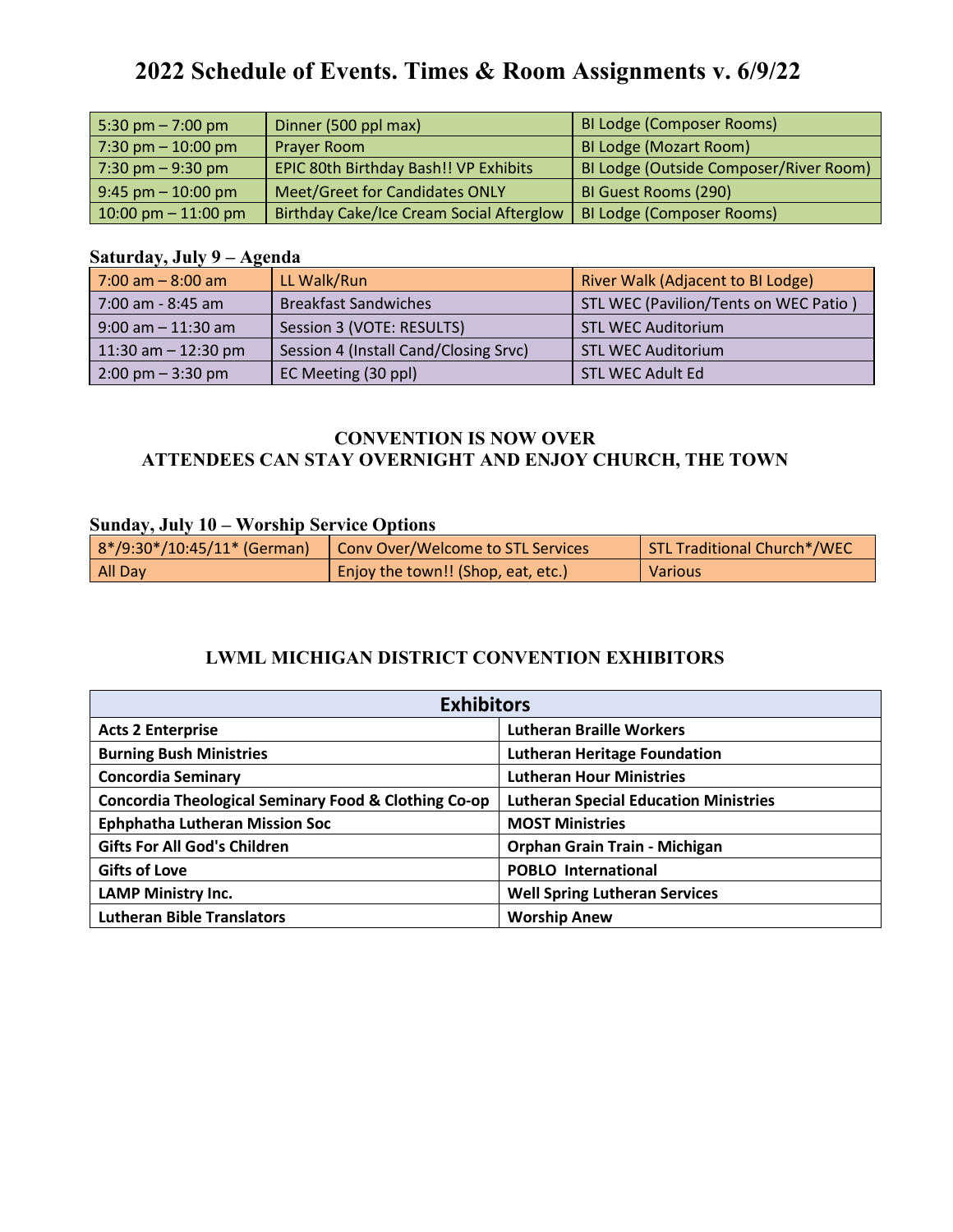# 2022 Schedule of Events. Times & Room Assignments v. 6/9/22

| | | |
|---|---|---|
| 5:30 pm – 7:00 pm | Dinner (500 ppl max) | BI Lodge (Composer Rooms) |
| 7:30 pm – 10:00 pm | Prayer Room | BI Lodge (Mozart Room) |
| 7:30 pm – 9:30 pm | EPIC 80th Birthday Bash!! VP Exhibits | BI Lodge (Outside Composer/River Room) |
| 9:45 pm – 10:00 pm | Meet/Greet for Candidates ONLY | BI Guest Rooms (290) |
| 10:00 pm – 11:00 pm | Birthday Cake/Ice Cream Social Afterglow | BI Lodge (Composer Rooms) |

### Saturday, July 9 – Agenda

| | | |
|---|---|---|
| 7:00 am – 8:00 am | LL Walk/Run | River Walk (Adjacent to BI Lodge) |
| 7:00 am - 8:45 am | Breakfast Sandwiches | STL WEC (Pavilion/Tents on WEC Patio ) |
| 9:00 am – 11:30 am | Session 3 (VOTE: RESULTS) | STL WEC Auditorium |
| 11:30 am – 12:30 pm | Session 4 (Install Cand/Closing Srvc) | STL WEC Auditorium |
| 2:00 pm – 3:30 pm | EC Meeting (30 ppl) | STL WEC Adult Ed |

**CONVENTION IS NOW OVER**
**ATTENDEES CAN STAY OVERNIGHT AND ENJOY CHURCH, THE TOWN**

### Sunday, July 10 – Worship Service Options

| | | |
|---|---|---|
| 8*/9:30*/10:45/11* (German) | Conv Over/Welcome to STL Services | STL Traditional Church*/WEC |
| All Day | Enjoy the town!! (Shop, eat, etc.) | Various |

## LWML MICHIGAN DISTRICT CONVENTION EXHIBITORS

| **Exhibitors** | |
|---|---|
| **Acts 2 Enterprise** | **Lutheran Braille Workers** |
| **Burning Bush Ministries** | **Lutheran Heritage Foundation** |
| **Concordia Seminary** | **Lutheran Hour Ministries** |
| **Concordia Theological Seminary Food & Clothing Co-op** | **Lutheran Special Education Ministries** |
| **Ephphatha Lutheran Mission Soc** | **MOST Ministries** |
| **Gifts For All God's Children** | **Orphan Grain Train - Michigan** |
| **Gifts of Love** | **POBLO International** |
| **LAMP Ministry Inc.** | **Well Spring Lutheran Services** |
| **Lutheran Bible Translators** | **Worship Anew** |